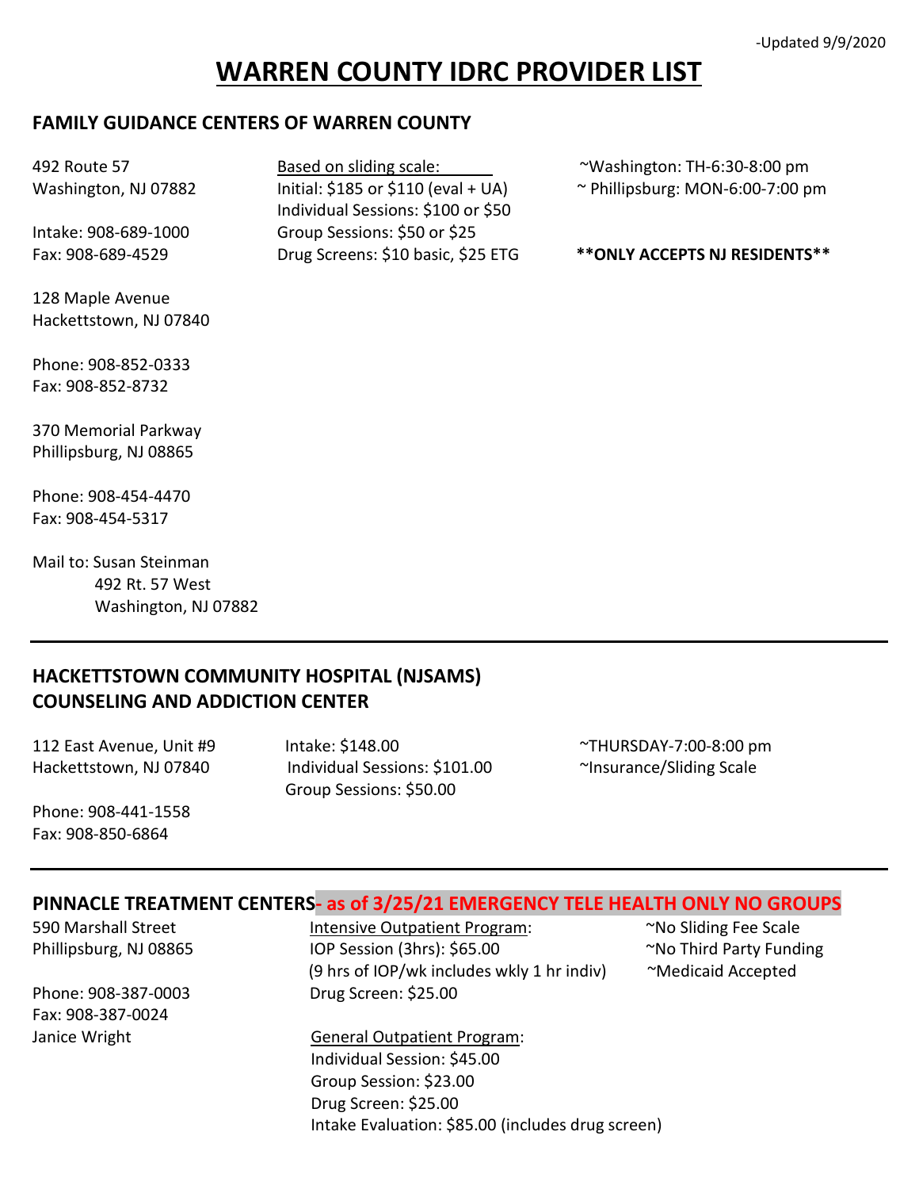-Updated 9/9/2020

# WARREN COUNTY IDRC PROVIDER LIST

## FAMILY GUIDANCE CENTERS OF WARREN COUNTY

492 Route 57
Washington, NJ 07882

Intake: 908-689-1000
Fax: 908-689-4529

128 Maple Avenue
Hackettstown, NJ 07840

Phone: 908-852-0333
Fax: 908-852-8732

370 Memorial Parkway
Phillipsburg, NJ 08865

Phone: 908-454-4470
Fax: 908-454-5317

Mail to: Susan Steinman
492 Rt. 57 West
Washington, NJ 07882

Based on sliding scale:
Initial: $185 or $110 (eval + UA)
Individual Sessions: $100 or $50
Group Sessions: $50 or $25
Drug Screens: $10 basic, $25 ETG

~Washington: TH-6:30-8:00 pm
~ Phillipsburg: MON-6:00-7:00 pm

**\*\*ONLY ACCEPTS NJ RESIDENTS\*\***

---

## HACKETTSTOWN COMMUNITY HOSPITAL (NJSAMS) COUNSELING AND ADDICTION CENTER

112 East Avenue, Unit #9
Hackettstown, NJ 07840

Phone: 908-441-1558
Fax: 908-850-6864

Intake: $148.00
Individual Sessions: $101.00
Group Sessions: $50.00

~THURSDAY-7:00-8:00 pm
~Insurance/Sliding Scale

---

## PINNACLE TREATMENT CENTERS- as of 3/25/21 EMERGENCY TELE HEALTH ONLY NO GROUPS

590 Marshall Street
Phillipsburg, NJ 08865

Phone: 908-387-0003
Fax: 908-387-0024
Janice Wright

Intensive Outpatient Program:
IOP Session (3hrs): $65.00
(9 hrs of IOP/wk includes wkly 1 hr indiv)
Drug Screen: $25.00

General Outpatient Program:
Individual Session: $45.00
Group Session: $23.00
Drug Screen: $25.00
Intake Evaluation: $85.00 (includes drug screen)

~No Sliding Fee Scale
~No Third Party Funding
~Medicaid Accepted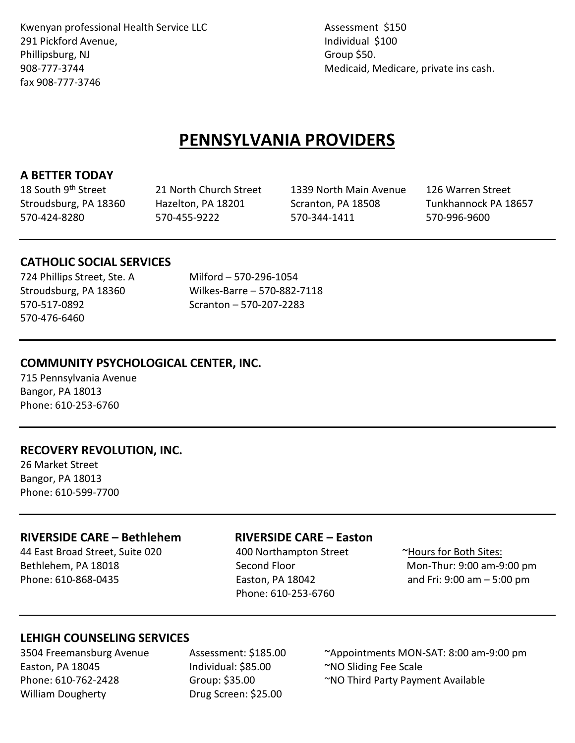Kwenyan professional Health Service LLC
291 Pickford Avenue,
Phillipsburg, NJ
908-777-3744
fax 908-777-3746

Assessment $150
Individual $100
Group $50.
Medicaid, Medicare, private ins cash.

# PENNSYLVANIA PROVIDERS

### A BETTER TODAY

18 South 9th Street
Stroudsburg, PA 18360
570-424-8280

21 North Church Street
Hazelton, PA 18201
570-455-9222

1339 North Main Avenue
Scranton, PA 18508
570-344-1411

126 Warren Street
Tunkhannock PA 18657
570-996-9600

---

### CATHOLIC SOCIAL SERVICES

724 Phillips Street, Ste. A
Stroudsburg, PA 18360
570-517-0892
570-476-6460

Milford – 570-296-1054
Wilkes-Barre – 570-882-7118
Scranton – 570-207-2283

---

### COMMUNITY PSYCHOLOGICAL CENTER, INC.

715 Pennsylvania Avenue
Bangor, PA 18013
Phone: 610-253-6760

---

### RECOVERY REVOLUTION, INC.

26 Market Street
Bangor, PA 18013
Phone: 610-599-7700

---

### RIVERSIDE CARE – Bethlehem

44 East Broad Street, Suite 020
Bethlehem, PA 18018
Phone: 610-868-0435

### RIVERSIDE CARE – Easton

400 Northampton Street
Second Floor
Easton, PA 18042
Phone: 610-253-6760

~Hours for Both Sites:
Mon-Thur: 9:00 am-9:00 pm
and Fri: 9:00 am – 5:00 pm

---

### LEHIGH COUNSELING SERVICES

3504 Freemansburg Avenue
Easton, PA 18045
Phone: 610-762-2428
William Dougherty

Assessment: $185.00
Individual: $85.00
Group: $35.00
Drug Screen: $25.00

~Appointments MON-SAT: 8:00 am-9:00 pm
~NO Sliding Fee Scale
~NO Third Party Payment Available